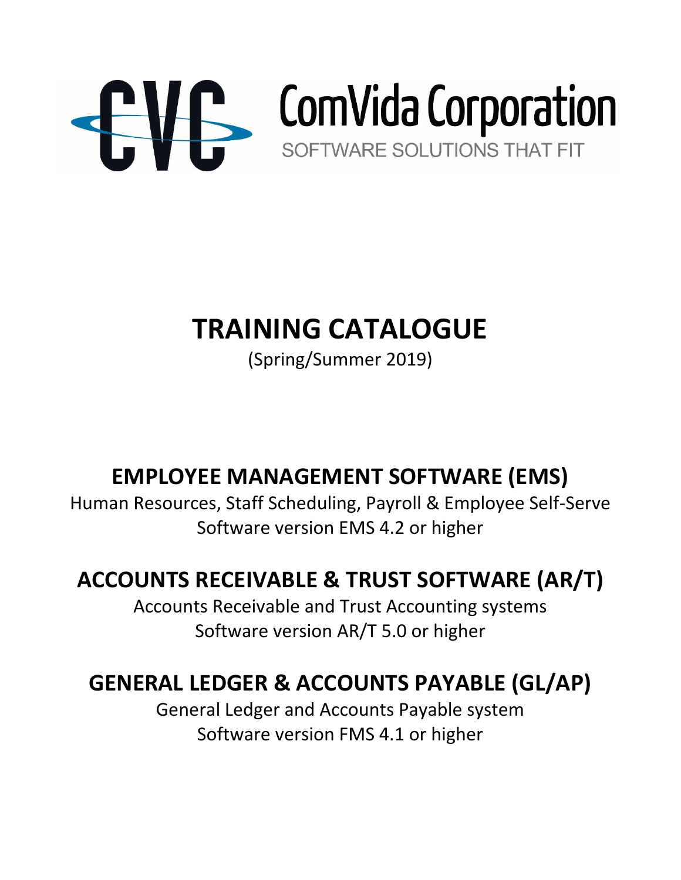ComVida Corporation

SOFTWARE SOLUTIONS THAT FIT

# TRAINING CATALOGUE

(Spring/Summer 2019)

## EMPLOYEE MANAGEMENT SOFTWARE (EMS)

Human Resources, Staff Scheduling, Payroll & Employee Self-Serve

Software version EMS 4.2 or higher

## ACCOUNTS RECEIVABLE & TRUST SOFTWARE (AR/T)

Accounts Receivable and Trust Accounting systems

Software version AR/T 5.0 or higher

## GENERAL LEDGER & ACCOUNTS PAYABLE (GL/AP)

General Ledger and Accounts Payable system

Software version FMS 4.1 or higher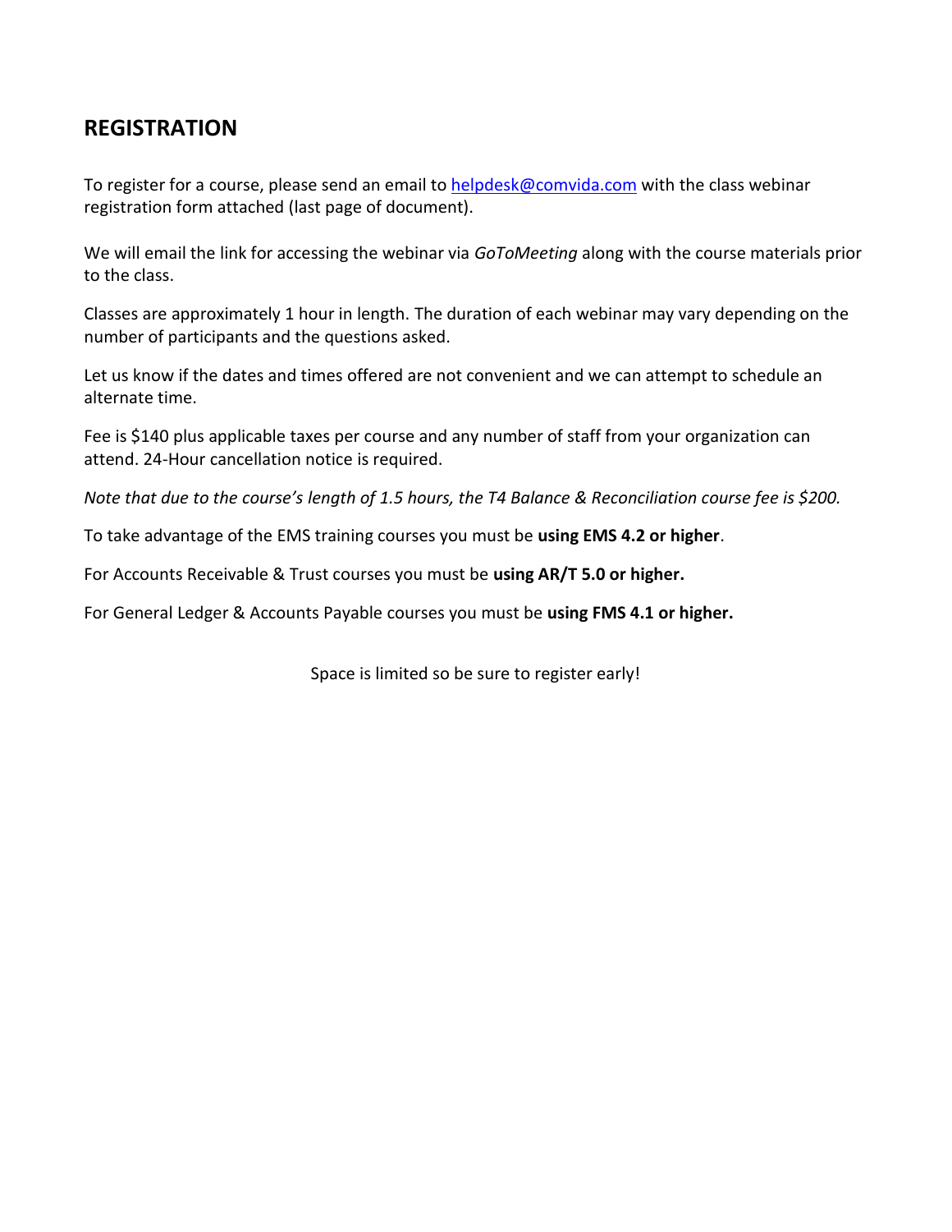## REGISTRATION

To register for a course, please send an email to [helpdesk@comvida.com](mailto:helpdesk@comvida.com) with the class webinar registration form attached (last page of document).

We will email the link for accessing the webinar via *GoToMeeting* along with the course materials prior to the class.

Classes are approximately 1 hour in length. The duration of each webinar may vary depending on the number of participants and the questions asked.

Let us know if the dates and times offered are not convenient and we can attempt to schedule an alternate time.

Fee is $140 plus applicable taxes per course and any number of staff from your organization can attend. 24-Hour cancellation notice is required.

*Note that due to the course's length of 1.5 hours, the T4 Balance & Reconciliation course fee is $200.*

To take advantage of the EMS training courses you must be **using EMS 4.2 or higher**.

For Accounts Receivable & Trust courses you must be **using AR/T 5.0 or higher.**

For General Ledger & Accounts Payable courses you must be **using FMS 4.1 or higher.**

Space is limited so be sure to register early!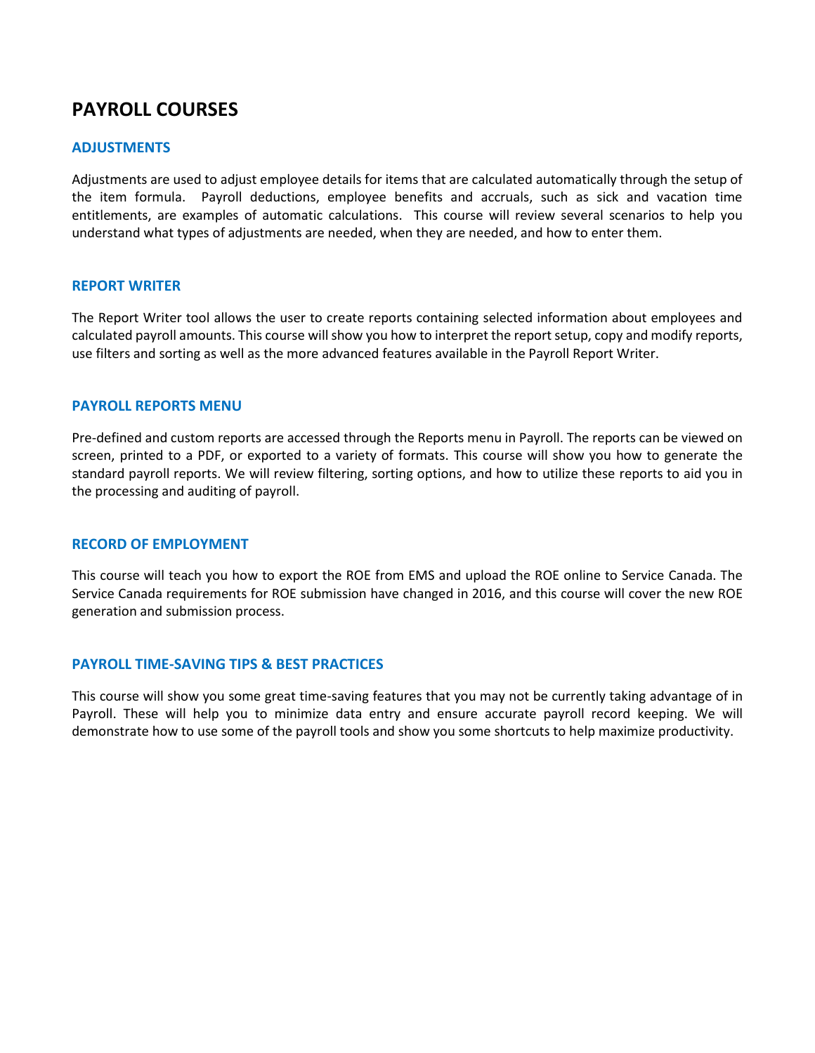# PAYROLL COURSES

## ADJUSTMENTS

Adjustments are used to adjust employee details for items that are calculated automatically through the setup of the item formula. Payroll deductions, employee benefits and accruals, such as sick and vacation time entitlements, are examples of automatic calculations. This course will review several scenarios to help you understand what types of adjustments are needed, when they are needed, and how to enter them.

## REPORT WRITER

The Report Writer tool allows the user to create reports containing selected information about employees and calculated payroll amounts. This course will show you how to interpret the report setup, copy and modify reports, use filters and sorting as well as the more advanced features available in the Payroll Report Writer.

## PAYROLL REPORTS MENU

Pre-defined and custom reports are accessed through the Reports menu in Payroll. The reports can be viewed on screen, printed to a PDF, or exported to a variety of formats. This course will show you how to generate the standard payroll reports. We will review filtering, sorting options, and how to utilize these reports to aid you in the processing and auditing of payroll.

## RECORD OF EMPLOYMENT

This course will teach you how to export the ROE from EMS and upload the ROE online to Service Canada. The Service Canada requirements for ROE submission have changed in 2016, and this course will cover the new ROE generation and submission process.

## PAYROLL TIME-SAVING TIPS & BEST PRACTICES

This course will show you some great time-saving features that you may not be currently taking advantage of in Payroll. These will help you to minimize data entry and ensure accurate payroll record keeping. We will demonstrate how to use some of the payroll tools and show you some shortcuts to help maximize productivity.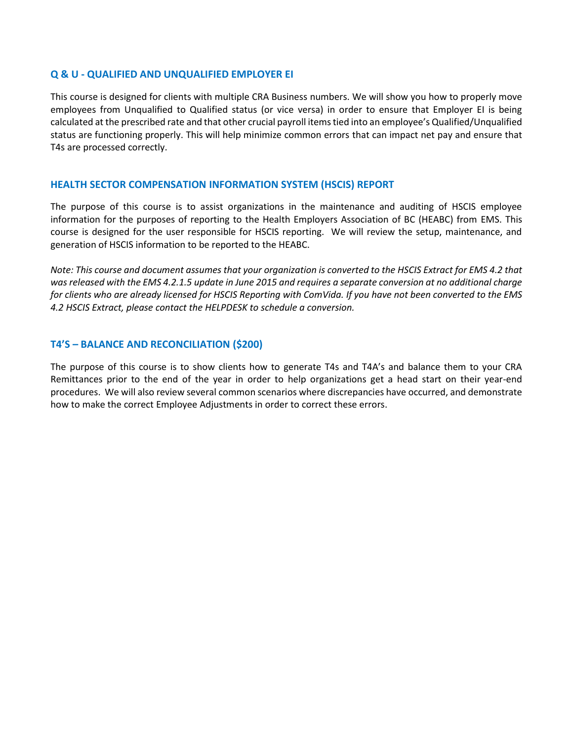## Q & U - QUALIFIED AND UNQUALIFIED EMPLOYER EI

This course is designed for clients with multiple CRA Business numbers. We will show you how to properly move employees from Unqualified to Qualified status (or vice versa) in order to ensure that Employer EI is being calculated at the prescribed rate and that other crucial payroll items tied into an employee's Qualified/Unqualified status are functioning properly. This will help minimize common errors that can impact net pay and ensure that T4s are processed correctly.

## HEALTH SECTOR COMPENSATION INFORMATION SYSTEM (HSCIS) REPORT

The purpose of this course is to assist organizations in the maintenance and auditing of HSCIS employee information for the purposes of reporting to the Health Employers Association of BC (HEABC) from EMS. This course is designed for the user responsible for HSCIS reporting. We will review the setup, maintenance, and generation of HSCIS information to be reported to the HEABC.

*Note: This course and document assumes that your organization is converted to the HSCIS Extract for EMS 4.2 that was released with the EMS 4.2.1.5 update in June 2015 and requires a separate conversion at no additional charge for clients who are already licensed for HSCIS Reporting with ComVida. If you have not been converted to the EMS 4.2 HSCIS Extract, please contact the HELPDESK to schedule a conversion.*

## T4'S – BALANCE AND RECONCILIATION ($200)

The purpose of this course is to show clients how to generate T4s and T4A's and balance them to your CRA Remittances prior to the end of the year in order to help organizations get a head start on their year-end procedures. We will also review several common scenarios where discrepancies have occurred, and demonstrate how to make the correct Employee Adjustments in order to correct these errors.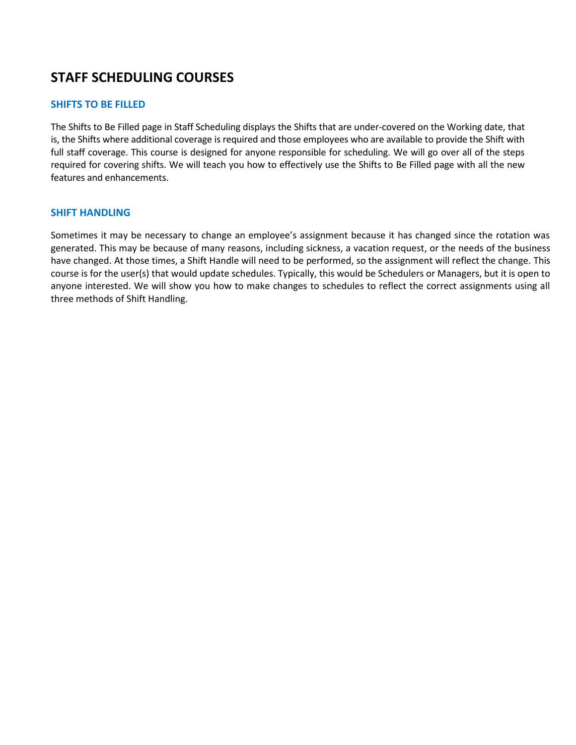## STAFF SCHEDULING COURSES

### SHIFTS TO BE FILLED

The Shifts to Be Filled page in Staff Scheduling displays the Shifts that are under-covered on the Working date, that is, the Shifts where additional coverage is required and those employees who are available to provide the Shift with full staff coverage. This course is designed for anyone responsible for scheduling. We will go over all of the steps required for covering shifts. We will teach you how to effectively use the Shifts to Be Filled page with all the new features and enhancements.

### SHIFT HANDLING

Sometimes it may be necessary to change an employee's assignment because it has changed since the rotation was generated. This may be because of many reasons, including sickness, a vacation request, or the needs of the business have changed. At those times, a Shift Handle will need to be performed, so the assignment will reflect the change. This course is for the user(s) that would update schedules. Typically, this would be Schedulers or Managers, but it is open to anyone interested. We will show you how to make changes to schedules to reflect the correct assignments using all three methods of Shift Handling.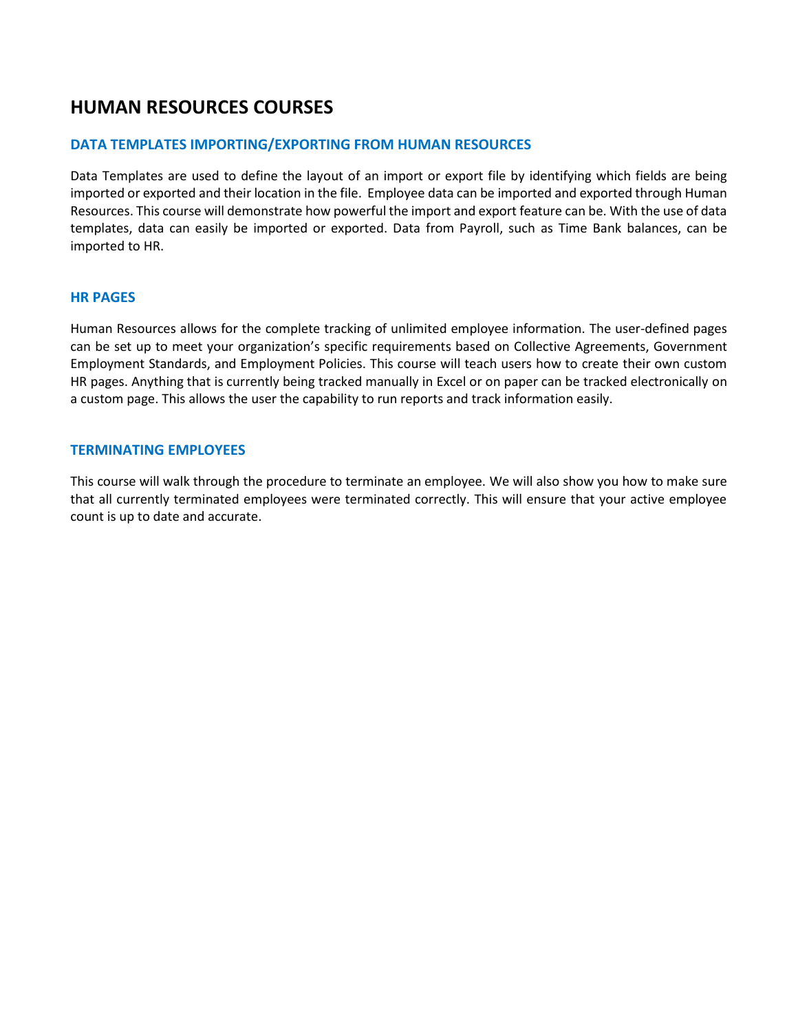# HUMAN RESOURCES COURSES

## DATA TEMPLATES IMPORTING/EXPORTING FROM HUMAN RESOURCES

Data Templates are used to define the layout of an import or export file by identifying which fields are being imported or exported and their location in the file. Employee data can be imported and exported through Human Resources. This course will demonstrate how powerful the import and export feature can be. With the use of data templates, data can easily be imported or exported. Data from Payroll, such as Time Bank balances, can be imported to HR.

## HR PAGES

Human Resources allows for the complete tracking of unlimited employee information. The user-defined pages can be set up to meet your organization's specific requirements based on Collective Agreements, Government Employment Standards, and Employment Policies. This course will teach users how to create their own custom HR pages. Anything that is currently being tracked manually in Excel or on paper can be tracked electronically on a custom page. This allows the user the capability to run reports and track information easily.

## TERMINATING EMPLOYEES

This course will walk through the procedure to terminate an employee. We will also show you how to make sure that all currently terminated employees were terminated correctly. This will ensure that your active employee count is up to date and accurate.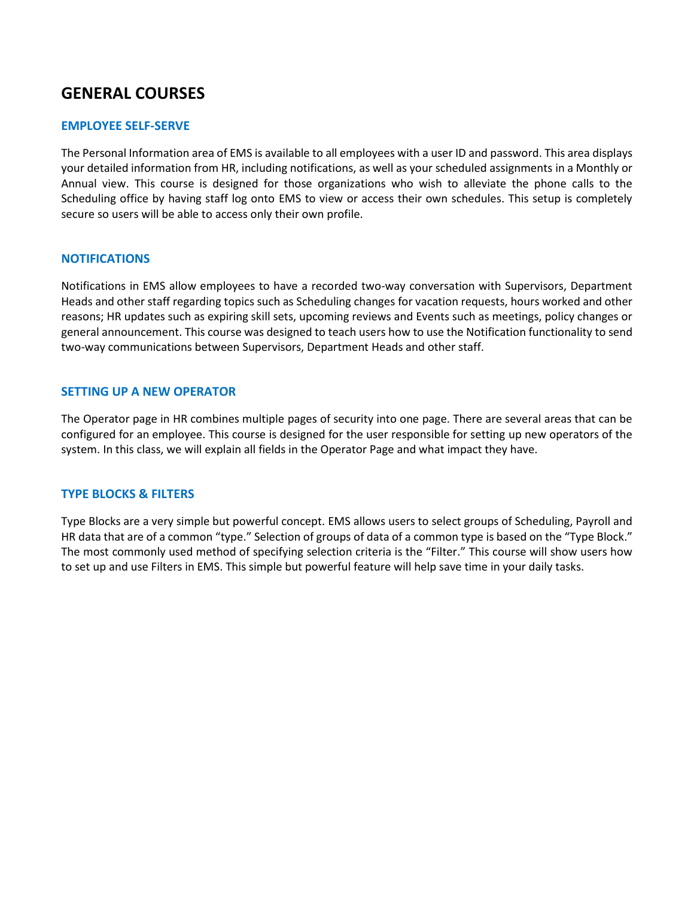# GENERAL COURSES

## EMPLOYEE SELF-SERVE

The Personal Information area of EMS is available to all employees with a user ID and password. This area displays your detailed information from HR, including notifications, as well as your scheduled assignments in a Monthly or Annual view. This course is designed for those organizations who wish to alleviate the phone calls to the Scheduling office by having staff log onto EMS to view or access their own schedules. This setup is completely secure so users will be able to access only their own profile.

## NOTIFICATIONS

Notifications in EMS allow employees to have a recorded two-way conversation with Supervisors, Department Heads and other staff regarding topics such as Scheduling changes for vacation requests, hours worked and other reasons; HR updates such as expiring skill sets, upcoming reviews and Events such as meetings, policy changes or general announcement. This course was designed to teach users how to use the Notification functionality to send two-way communications between Supervisors, Department Heads and other staff.

## SETTING UP A NEW OPERATOR

The Operator page in HR combines multiple pages of security into one page. There are several areas that can be configured for an employee. This course is designed for the user responsible for setting up new operators of the system. In this class, we will explain all fields in the Operator Page and what impact they have.

## TYPE BLOCKS & FILTERS

Type Blocks are a very simple but powerful concept. EMS allows users to select groups of Scheduling, Payroll and HR data that are of a common "type." Selection of groups of data of a common type is based on the "Type Block." The most commonly used method of specifying selection criteria is the "Filter." This course will show users how to set up and use Filters in EMS. This simple but powerful feature will help save time in your daily tasks.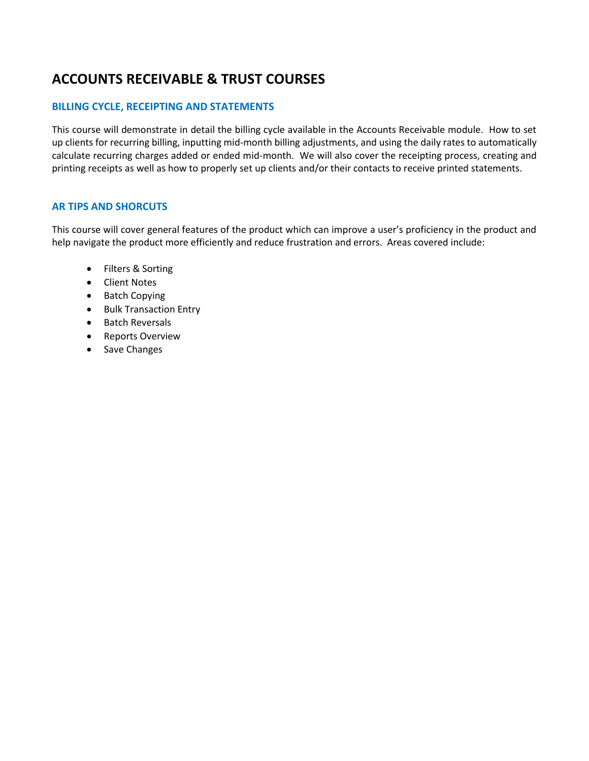# ACCOUNTS RECEIVABLE & TRUST COURSES

## BILLING CYCLE, RECEIPTING AND STATEMENTS

This course will demonstrate in detail the billing cycle available in the Accounts Receivable module. How to set up clients for recurring billing, inputting mid-month billing adjustments, and using the daily rates to automatically calculate recurring charges added or ended mid-month. We will also cover the receipting process, creating and printing receipts as well as how to properly set up clients and/or their contacts to receive printed statements.

## AR TIPS AND SHORCUTS

This course will cover general features of the product which can improve a user's proficiency in the product and help navigate the product more efficiently and reduce frustration and errors. Areas covered include:

- Filters & Sorting
- Client Notes
- Batch Copying
- Bulk Transaction Entry
- Batch Reversals
- Reports Overview
- Save Changes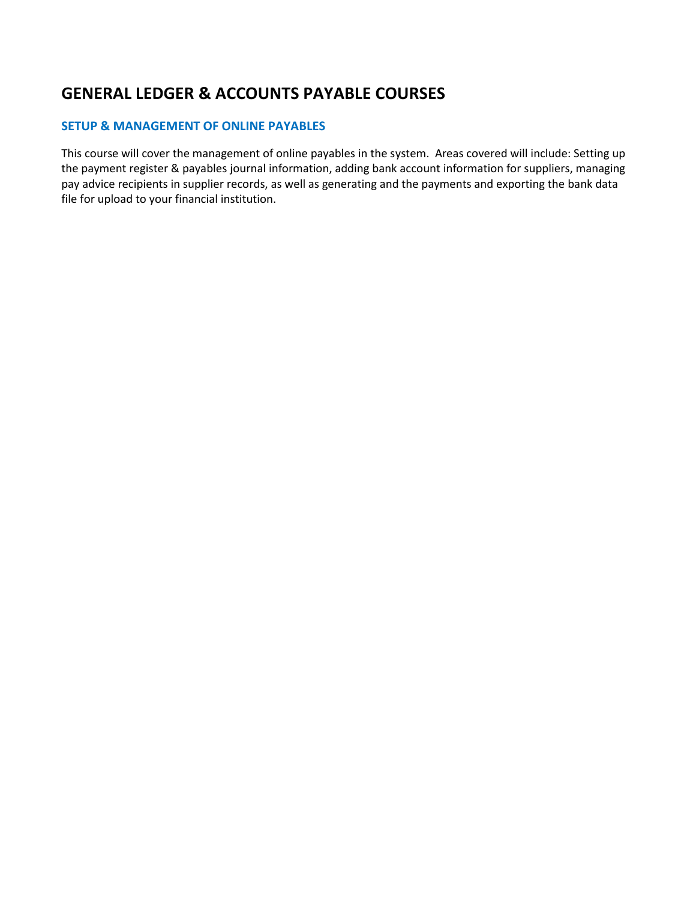# GENERAL LEDGER & ACCOUNTS PAYABLE COURSES

## SETUP & MANAGEMENT OF ONLINE PAYABLES

This course will cover the management of online payables in the system. Areas covered will include: Setting up the payment register & payables journal information, adding bank account information for suppliers, managing pay advice recipients in supplier records, as well as generating and the payments and exporting the bank data file for upload to your financial institution.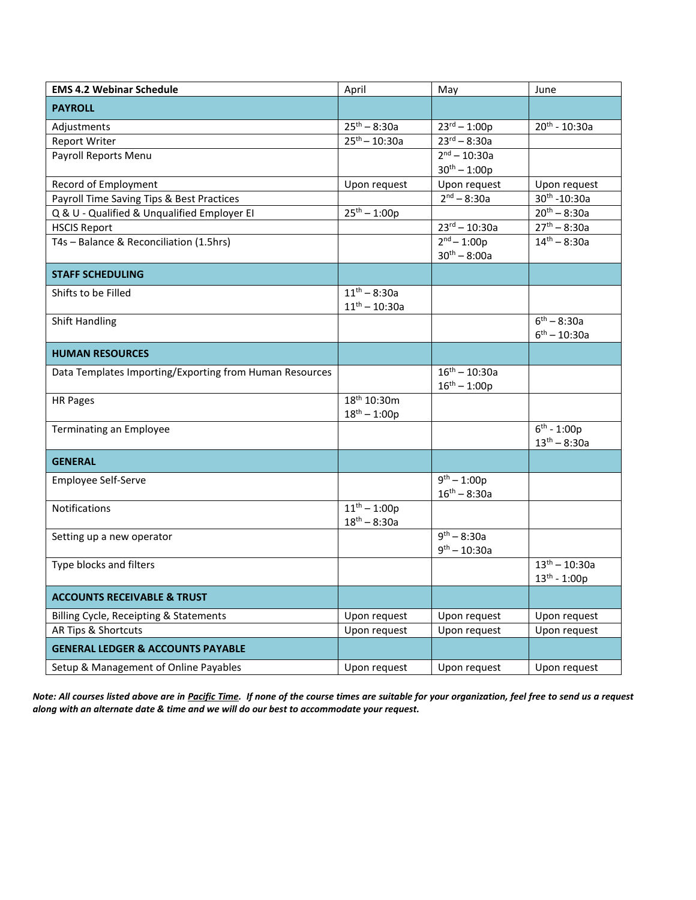| EMS 4.2 Webinar Schedule | April | May | June |
|---|---|---|---|
| **PAYROLL** | | | |
| Adjustments | 25th – 8:30a | 23rd – 1:00p | 20th - 10:30a |
| Report Writer | 25th – 10:30a | 23rd – 8:30a | |
| Payroll Reports Menu | | 2nd – 10:30a<br>30th – 1:00p | |
| Record of Employment | Upon request | Upon request | Upon request |
| Payroll Time Saving Tips & Best Practices | | 2nd – 8:30a | 30th -10:30a |
| Q & U - Qualified & Unqualified Employer EI | 25th – 1:00p | | 20th – 8:30a |
| HSCIS Report | | 23rd – 10:30a | 27th – 8:30a |
| T4s – Balance & Reconciliation (1.5hrs) | | 2nd – 1:00p<br>30th – 8:00a | 14th – 8:30a |
| **STAFF SCHEDULING** | | | |
| Shifts to be Filled | 11th – 8:30a<br>11th – 10:30a | | |
| Shift Handling | | | 6th – 8:30a<br>6th – 10:30a |
| **HUMAN RESOURCES** | | | |
| Data Templates Importing/Exporting from Human Resources | | 16th – 10:30a<br>16th – 1:00p | |
| HR Pages | 18th 10:30m<br>18th – 1:00p | | |
| Terminating an Employee | | | 6th - 1:00p<br>13th – 8:30a |
| **GENERAL** | | | |
| Employee Self-Serve | | 9th – 1:00p<br>16th – 8:30a | |
| Notifications | 11th – 1:00p<br>18th – 8:30a | | |
| Setting up a new operator | | 9th – 8:30a<br>9th – 10:30a | |
| Type blocks and filters | | | 13th – 10:30a<br>13th - 1:00p |
| **ACCOUNTS RECEIVABLE & TRUST** | | | |
| Billing Cycle, Receipting & Statements | Upon request | Upon request | Upon request |
| AR Tips & Shortcuts | Upon request | Upon request | Upon request |
| **GENERAL LEDGER & ACCOUNTS PAYABLE** | | | |
| Setup & Management of Online Payables | Upon request | Upon request | Upon request |

***Note: All courses listed above are in Pacific Time. If none of the course times are suitable for your organization, feel free to send us a request along with an alternate date & time and we will do our best to accommodate your request.***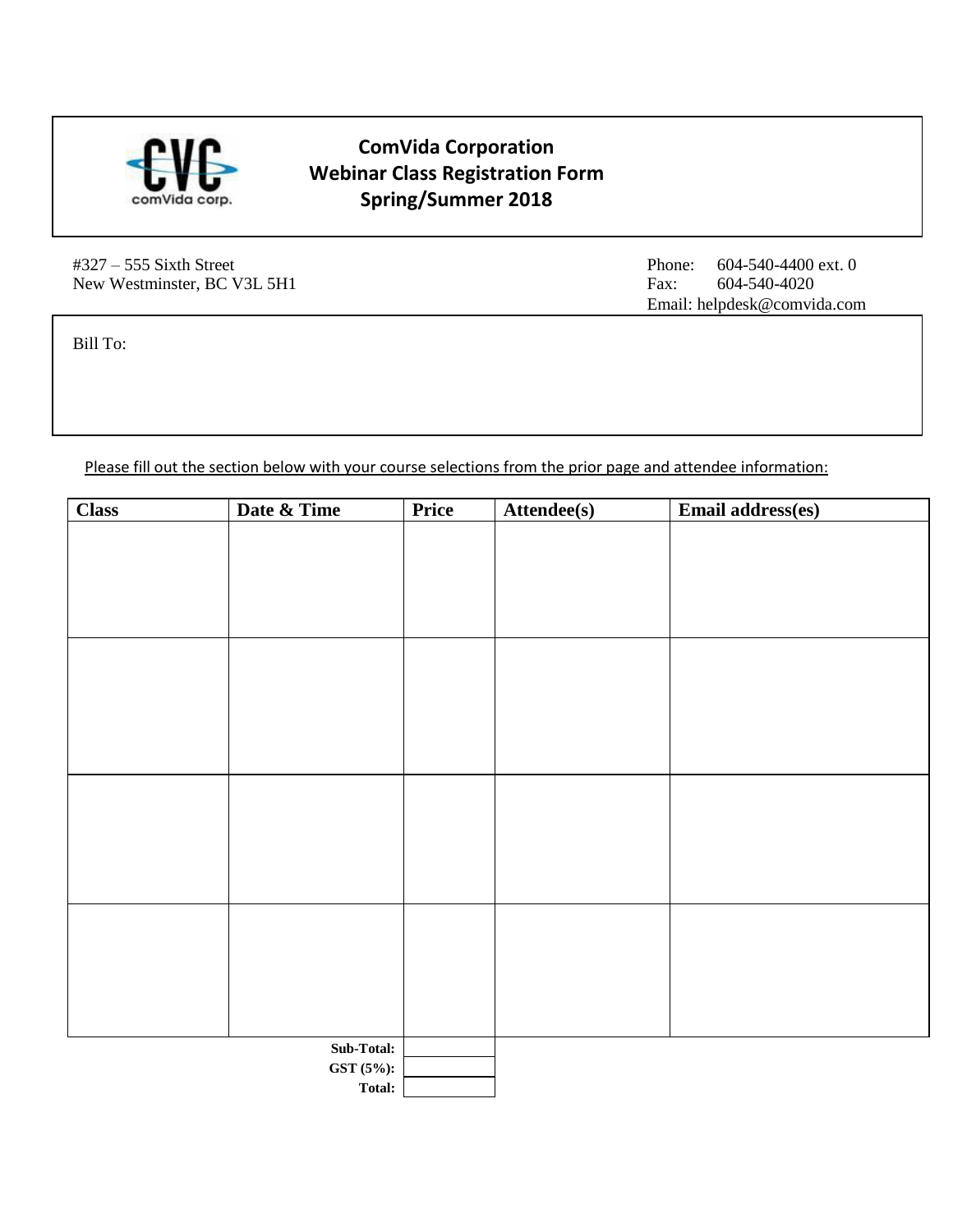# ComVida Corporation
## Webinar Class Registration Form
## Spring/Summer 2018

#327 – 555 Sixth Street
New Westminster, BC V3L 5H1

Phone: 604-540-4400 ext. 0
Fax: 604-540-4020
Email: helpdesk@comvida.com

Bill To:

Please fill out the section below with your course selections from the prior page and attendee information:

| Class | Date & Time | Price | Attendee(s) | Email address(es) |
|---|---|---|---|---|
| | | | | |
| | | | | |
| | | | | |
| | | | | |
| | **Sub-Total:** | | | |
| | **GST (5%):** | | | |
| | **Total:** | | | |